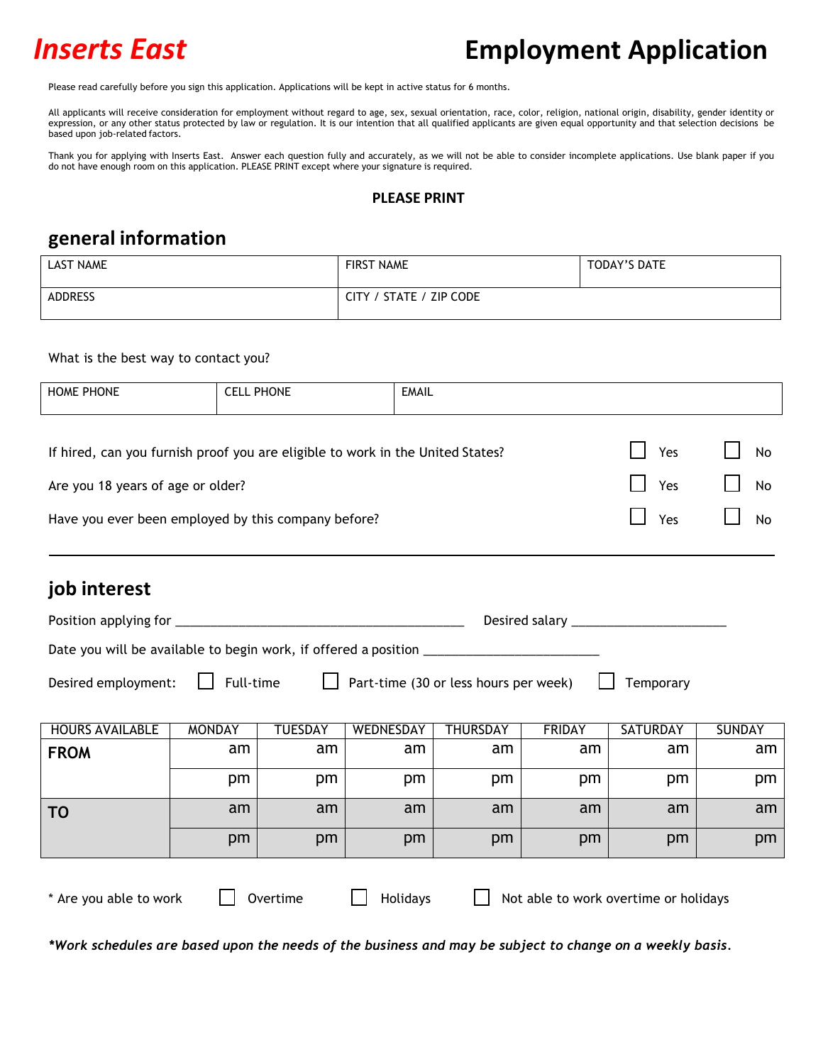# Inserts East

# Employment Application

Please read carefully before you sign this application. Applications will be kept in active status for 6 months.

All applicants will receive consideration for employment without regard to age, sex, sexual orientation, race, color, religion, national origin, disability, gender identity or expression, or any other status protected by law or regulation. It is our intention that all qualified applicants are given equal opportunity and that selection decisions be based upon job-related factors.

Thank you for applying with Inserts East. Answer each question fully and accurately, as we will not be able to consider incomplete applications. Use blank paper if you do not have enough room on this application. PLEASE PRINT except where your signature is required.

**PLEASE PRINT**

## general information

| LAST NAME | FIRST NAME | TODAY'S DATE |
|---|---|---|
| ADDRESS | CITY / STATE / ZIP CODE | |

What is the best way to contact you?

| HOME PHONE | CELL PHONE | EMAIL |
|---|---|---|
| | | |

If hired, can you furnish proof you are eligible to work in the United States? ☐ Yes ☐ No

Are you 18 years of age or older? ☐ Yes ☐ No

Have you ever been employed by this company before? ☐ Yes ☐ No

---

## job interest

Position applying for ___________________________________________ Desired salary _______________________

Date you will be available to begin work, if offered a position __________________________

Desired employment: ☐ Full-time ☐ Part-time (30 or less hours per week) ☐ Temporary

| HOURS AVAILABLE | MONDAY | TUESDAY | WEDNESDAY | THURSDAY | FRIDAY | SATURDAY | SUNDAY |
|---|---|---|---|---|---|---|---|
| **FROM** | am | am | am | am | am | am | am |
| | pm | pm | pm | pm | pm | pm | pm |
| **TO** | am | am | am | am | am | am | am |
| | pm | pm | pm | pm | pm | pm | pm |

\* Are you able to work ☐ Overtime ☐ Holidays ☐ Not able to work overtime or holidays

***Work schedules are based upon the needs of the business and may be subject to change on a weekly basis.***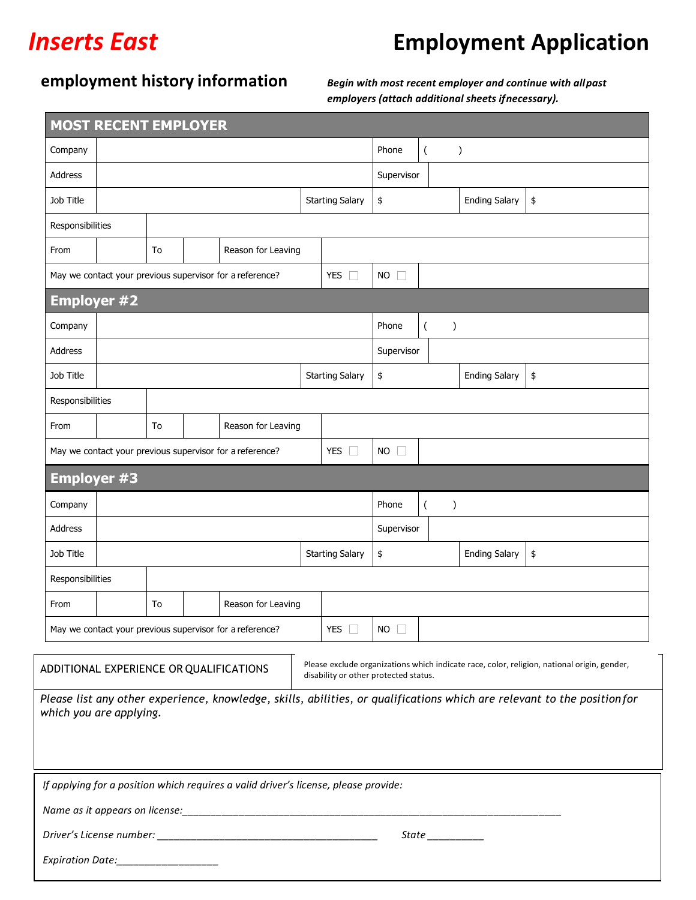# Inserts East

# Employment Application

## employment history information

***Begin with most recent employer and continue with all past employers (attach additional sheets if necessary).***

| MOST RECENT EMPLOYER | | | | | | | |
|---|---|---|---|---|---|---|---|
| Company | | | | | Phone | ( ) | |
| Address | | | | | Supervisor | | |
| Job Title | | | | Starting Salary | $ | Ending Salary | $ |
| Responsibilities | | | | | | | |
| From | | To | | Reason for Leaving | | | |
| May we contact your previous supervisor for a reference? | | | | YES ☐ | NO ☐ | | |

| Employer #2 | | | | | | | |
|---|---|---|---|---|---|---|---|
| Company | | | | | Phone | ( ) | |
| Address | | | | | Supervisor | | |
| Job Title | | | | Starting Salary | $ | Ending Salary | $ |
| Responsibilities | | | | | | | |
| From | | To | | Reason for Leaving | | | |
| May we contact your previous supervisor for a reference? | | | | YES ☐ | NO ☐ | | |

| Employer #3 | | | | | | | |
|---|---|---|---|---|---|---|---|
| Company | | | | | Phone | ( ) | |
| Address | | | | | Supervisor | | |
| Job Title | | | | Starting Salary | $ | Ending Salary | $ |
| Responsibilities | | | | | | | |
| From | | To | | Reason for Leaving | | | |
| May we contact your previous supervisor for a reference? | | | | YES ☐ | NO ☐ | | |

| ADDITIONAL EXPERIENCE OR QUALIFICATIONS | Please exclude organizations which indicate race, color, religion, national origin, gender, disability or other protected status. |
|---|---|
| *Please list any other experience, knowledge, skills, abilities, or qualifications which are relevant to the position for which you are applying.* | |

*If applying for a position which requires a valid driver's license, please provide:*

*Name as it appears on license:*___________________________________________________________________________

*Driver's License number:* ________________________________________ *State* __________

*Expiration Date:*___________________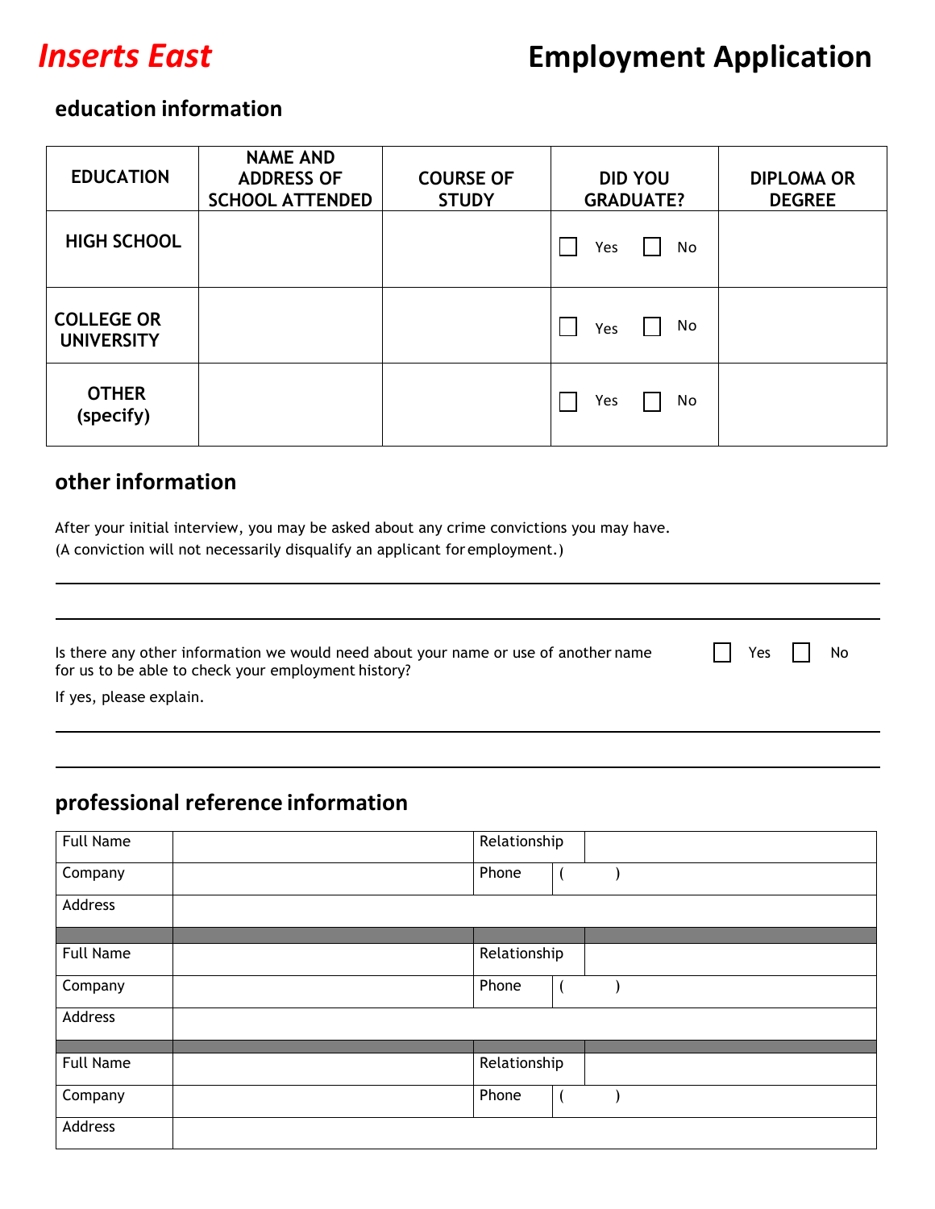**Inserts East** | **Employment Application**

## education information

| EDUCATION | NAME AND ADDRESS OF SCHOOL ATTENDED | COURSE OF STUDY | DID YOU GRADUATE? | DIPLOMA OR DEGREE |
|---|---|---|---|---|
| HIGH SCHOOL | | | ☐ Yes ☐ No | |
| COLLEGE OR UNIVERSITY | | | ☐ Yes ☐ No | |
| OTHER (specify) | | | ☐ Yes ☐ No | |

## other information

After your initial interview, you may be asked about any crime convictions you may have.
(A conviction will not necessarily disqualify an applicant for employment.)

___

___

Is there any other information we would need about your name or use of another name for us to be able to check your employment history? ☐ Yes ☐ No

If yes, please explain.

___

___

## professional reference information

| Full Name | | Relationship | |
|---|---|---|---|
| Company | | Phone | (    ) |
| Address | | | |
| Full Name | | Relationship | |
| Company | | Phone | (    ) |
| Address | | | |
| Full Name | | Relationship | |
| Company | | Phone | (    ) |
| Address | | | |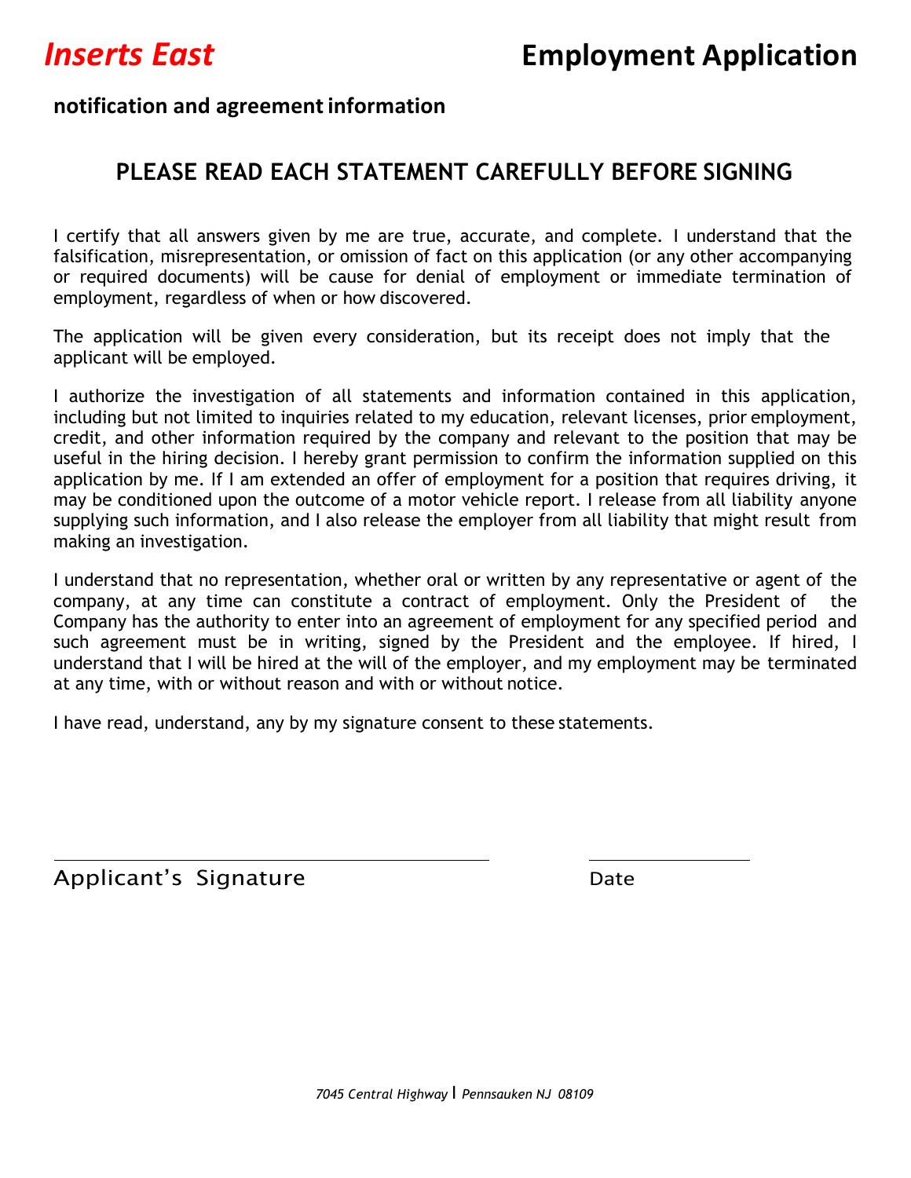# *Inserts East* Employment Application

## notification and agreement information

### PLEASE READ EACH STATEMENT CAREFULLY BEFORE SIGNING

I certify that all answers given by me are true, accurate, and complete. I understand that the falsification, misrepresentation, or omission of fact on this application (or any other accompanying or required documents) will be cause for denial of employment or immediate termination of employment, regardless of when or how discovered.

The application will be given every consideration, but its receipt does not imply that the applicant will be employed.

I authorize the investigation of all statements and information contained in this application, including but not limited to inquiries related to my education, relevant licenses, prior employment, credit, and other information required by the company and relevant to the position that may be useful in the hiring decision. I hereby grant permission to confirm the information supplied on this application by me. If I am extended an offer of employment for a position that requires driving, it may be conditioned upon the outcome of a motor vehicle report. I release from all liability anyone supplying such information, and I also release the employer from all liability that might result from making an investigation.

I understand that no representation, whether oral or written by any representative or agent of the company, at any time can constitute a contract of employment. Only the President of the Company has the authority to enter into an agreement of employment for any specified period and such agreement must be in writing, signed by the President and the employee. If hired, I understand that I will be hired at the will of the employer, and my employment may be terminated at any time, with or without reason and with or without notice.

I have read, understand, any by my signature consent to these statements.

\_\_\_\_\_\_\_\_\_\_\_\_\_\_\_\_\_\_\_\_\_\_\_\_\_\_\_\_\_\_\_\_\_\_\_\_ \_\_\_\_\_\_\_\_\_\_\_\_\_\_\_\_

Applicant's Signature Date

*7045 Central Highway* | *Pennsauken NJ 08109*